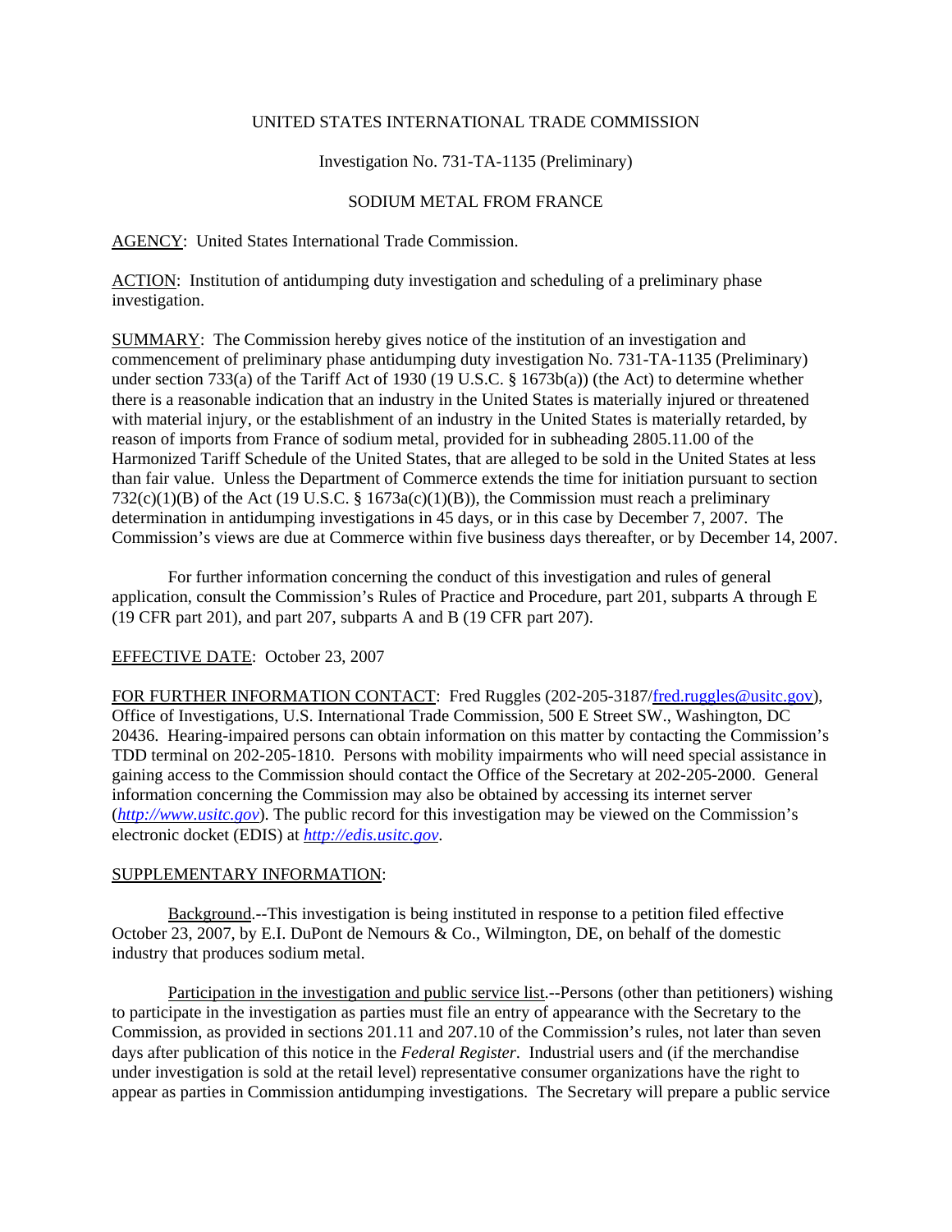UNITED STATES INTERNATIONAL TRADE COMMISSION

Investigation No. 731-TA-1135 (Preliminary)

SODIUM METAL FROM FRANCE

AGENCY: United States International Trade Commission.

ACTION: Institution of antidumping duty investigation and scheduling of a preliminary phase investigation.

SUMMARY: The Commission hereby gives notice of the institution of an investigation and commencement of preliminary phase antidumping duty investigation No. 731-TA-1135 (Preliminary) under section 733(a) of the Tariff Act of 1930 (19 U.S.C. § 1673b(a)) (the Act) to determine whether there is a reasonable indication that an industry in the United States is materially injured or threatened with material injury, or the establishment of an industry in the United States is materially retarded, by reason of imports from France of sodium metal, provided for in subheading 2805.11.00 of the Harmonized Tariff Schedule of the United States, that are alleged to be sold in the United States at less than fair value. Unless the Department of Commerce extends the time for initiation pursuant to section 732(c)(1)(B) of the Act (19 U.S.C. § 1673a(c)(1)(B)), the Commission must reach a preliminary determination in antidumping investigations in 45 days, or in this case by December 7, 2007. The Commission's views are due at Commerce within five business days thereafter, or by December 14, 2007.

For further information concerning the conduct of this investigation and rules of general application, consult the Commission's Rules of Practice and Procedure, part 201, subparts A through E (19 CFR part 201), and part 207, subparts A and B (19 CFR part 207).

EFFECTIVE DATE: October 23, 2007

FOR FURTHER INFORMATION CONTACT: Fred Ruggles (202-205-3187/fred.ruggles@usitc.gov), Office of Investigations, U.S. International Trade Commission, 500 E Street SW., Washington, DC 20436. Hearing-impaired persons can obtain information on this matter by contacting the Commission's TDD terminal on 202-205-1810. Persons with mobility impairments who will need special assistance in gaining access to the Commission should contact the Office of the Secretary at 202-205-2000. General information concerning the Commission may also be obtained by accessing its internet server (*http://www.usitc.gov*). The public record for this investigation may be viewed on the Commission's electronic docket (EDIS) at *http://edis.usitc.gov*.

SUPPLEMENTARY INFORMATION:

Background.--This investigation is being instituted in response to a petition filed effective October 23, 2007, by E.I. DuPont de Nemours & Co., Wilmington, DE, on behalf of the domestic industry that produces sodium metal.

Participation in the investigation and public service list.--Persons (other than petitioners) wishing to participate in the investigation as parties must file an entry of appearance with the Secretary to the Commission, as provided in sections 201.11 and 207.10 of the Commission's rules, not later than seven days after publication of this notice in the *Federal Register*. Industrial users and (if the merchandise under investigation is sold at the retail level) representative consumer organizations have the right to appear as parties in Commission antidumping investigations. The Secretary will prepare a public service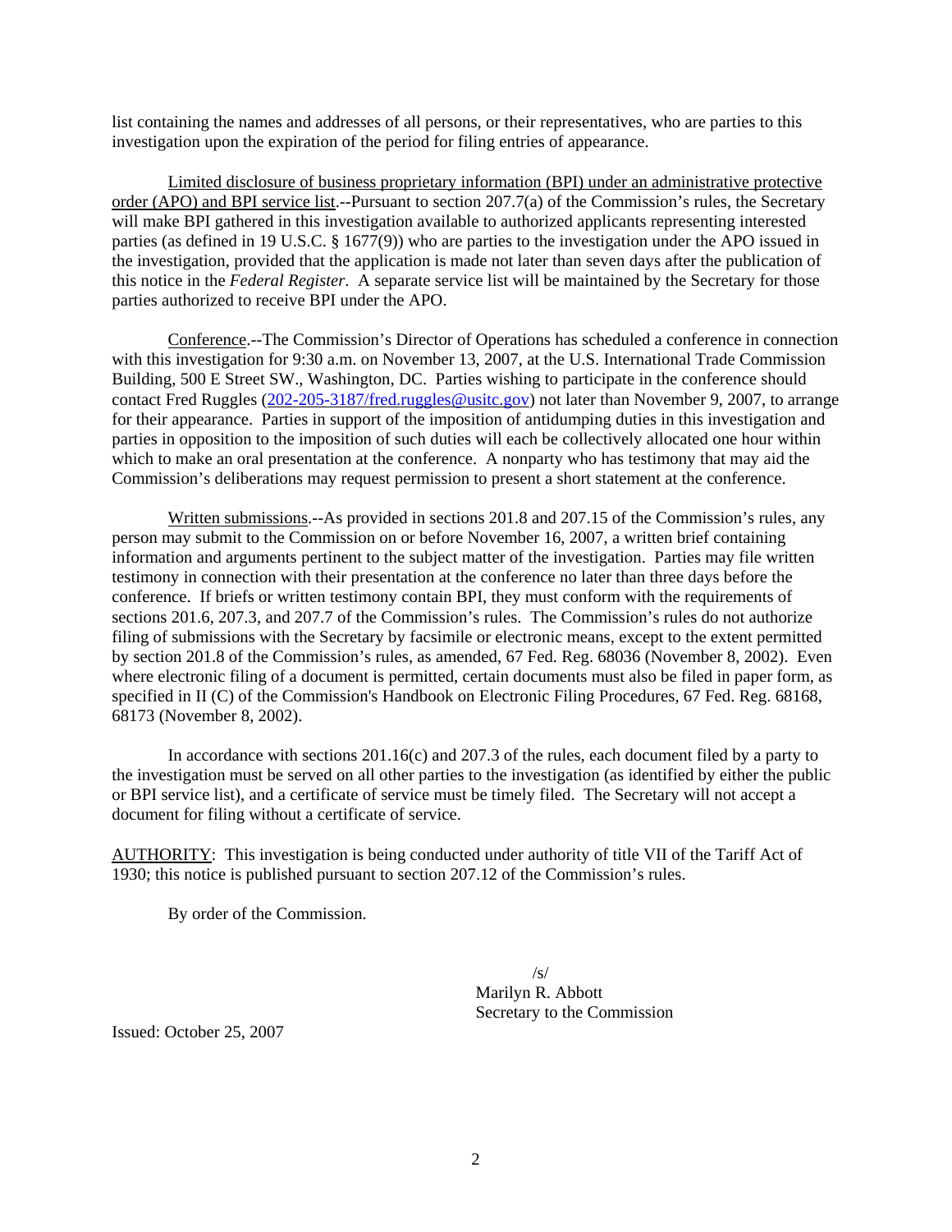list containing the names and addresses of all persons, or their representatives, who are parties to this investigation upon the expiration of the period for filing entries of appearance.

Limited disclosure of business proprietary information (BPI) under an administrative protective order (APO) and BPI service list.--Pursuant to section 207.7(a) of the Commission's rules, the Secretary will make BPI gathered in this investigation available to authorized applicants representing interested parties (as defined in 19 U.S.C. § 1677(9)) who are parties to the investigation under the APO issued in the investigation, provided that the application is made not later than seven days after the publication of this notice in the *Federal Register*. A separate service list will be maintained by the Secretary for those parties authorized to receive BPI under the APO.

Conference.--The Commission's Director of Operations has scheduled a conference in connection with this investigation for 9:30 a.m. on November 13, 2007, at the U.S. International Trade Commission Building, 500 E Street SW., Washington, DC. Parties wishing to participate in the conference should contact Fred Ruggles (202-205-3187/fred.ruggles@usitc.gov) not later than November 9, 2007, to arrange for their appearance. Parties in support of the imposition of antidumping duties in this investigation and parties in opposition to the imposition of such duties will each be collectively allocated one hour within which to make an oral presentation at the conference. A nonparty who has testimony that may aid the Commission's deliberations may request permission to present a short statement at the conference.

Written submissions.--As provided in sections 201.8 and 207.15 of the Commission's rules, any person may submit to the Commission on or before November 16, 2007, a written brief containing information and arguments pertinent to the subject matter of the investigation. Parties may file written testimony in connection with their presentation at the conference no later than three days before the conference. If briefs or written testimony contain BPI, they must conform with the requirements of sections 201.6, 207.3, and 207.7 of the Commission's rules. The Commission's rules do not authorize filing of submissions with the Secretary by facsimile or electronic means, except to the extent permitted by section 201.8 of the Commission's rules, as amended, 67 Fed. Reg. 68036 (November 8, 2002). Even where electronic filing of a document is permitted, certain documents must also be filed in paper form, as specified in II (C) of the Commission's Handbook on Electronic Filing Procedures, 67 Fed. Reg. 68168, 68173 (November 8, 2002).

In accordance with sections 201.16(c) and 207.3 of the rules, each document filed by a party to the investigation must be served on all other parties to the investigation (as identified by either the public or BPI service list), and a certificate of service must be timely filed. The Secretary will not accept a document for filing without a certificate of service.

AUTHORITY: This investigation is being conducted under authority of title VII of the Tariff Act of 1930; this notice is published pursuant to section 207.12 of the Commission's rules.

By order of the Commission.

/s/
Marilyn R. Abbott
Secretary to the Commission

Issued: October 25, 2007